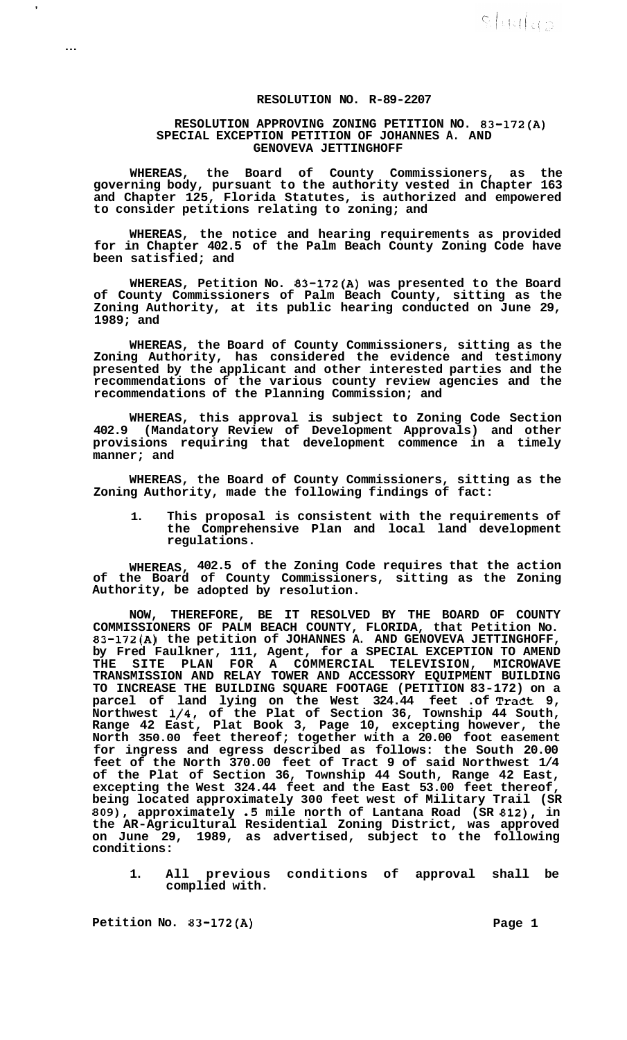# RESOLUTION NO. R-89-2207

## RESOLUTION APPROVING ZONING PETITION NO. 83-172(A) SPECIAL EXCEPTION PETITION OF JOHANNES A. AND GENOVEVA JETTINGHOFF

**WHEREAS, the Board of County Commissioners, as the governing body, pursuant to the authority vested in Chapter 163 and Chapter 125, Florida Statutes, is authorized and empowered to consider petitions relating to zoning; and**

**WHEREAS, the notice and hearing requirements as provided for in Chapter 402.5 of the Palm Beach County Zoning Code have been satisfied; and**

**WHEREAS, Petition No. 83-172(A) was presented to the Board of County Commissioners of Palm Beach County, sitting as the Zoning Authority, at its public hearing conducted on June 29, 1989; and**

**WHEREAS, the Board of County Commissioners, sitting as the Zoning Authority, has considered the evidence and testimony presented by the applicant and other interested parties and the recommendations of the various county review agencies and the recommendations of the Planning Commission; and**

**WHEREAS, this approval is subject to Zoning Code Section 402.9 (Mandatory Review of Development Approvals) and other provisions requiring that development commence in a timely manner; and**

**WHEREAS, the Board of County Commissioners, sitting as the Zoning Authority, made the following findings of fact:**

1. **This proposal is consistent with the requirements of the Comprehensive Plan and local land development regulations.**

**WHEREAS, 402.5 of the Zoning Code requires that the action of the Board of County Commissioners, sitting as the Zoning Authority, be adopted by resolution.**

**NOW, THEREFORE, BE IT RESOLVED BY THE BOARD OF COUNTY COMMISSIONERS OF PALM BEACH COUNTY, FLORIDA, that Petition No. 83-172(A) the petition of JOHANNES A. AND GENOVEVA JETTINGHOFF, by Fred Faulkner, 111, Agent, for a SPECIAL EXCEPTION TO AMEND THE SITE PLAN FOR A COMMERCIAL TELEVISION, MICROWAVE TRANSMISSION AND RELAY TOWER AND ACCESSORY EQUIPMENT BUILDING TO INCREASE THE BUILDING SQUARE FOOTAGE (PETITION 83-172) on a parcel of land lying on the West 324.44 feet .of Tract 9, Northwest 1/4, of the Plat of Section 36, Township 44 South, Range 42 East, Plat Book 3, Page 10, excepting however, the North 350.00 feet thereof; together with a 20.00 foot easement for ingress and egress described as follows: the South 20.00 feet of the North 370.00 feet of Tract 9 of said Northwest 1/4 of the Plat of Section 36, Township 44 South, Range 42 East, excepting the West 324.44 feet and the East 53.00 feet thereof, being located approximately 300 feet west of Military Trail (SR 809), approximately .5 mile north of Lantana Road (SR 812), in the AR-Agricultural Residential Zoning District, was approved on June 29, 1989, as advertised, subject to the following conditions:**

1. **All previous conditions of approval shall be complied with.**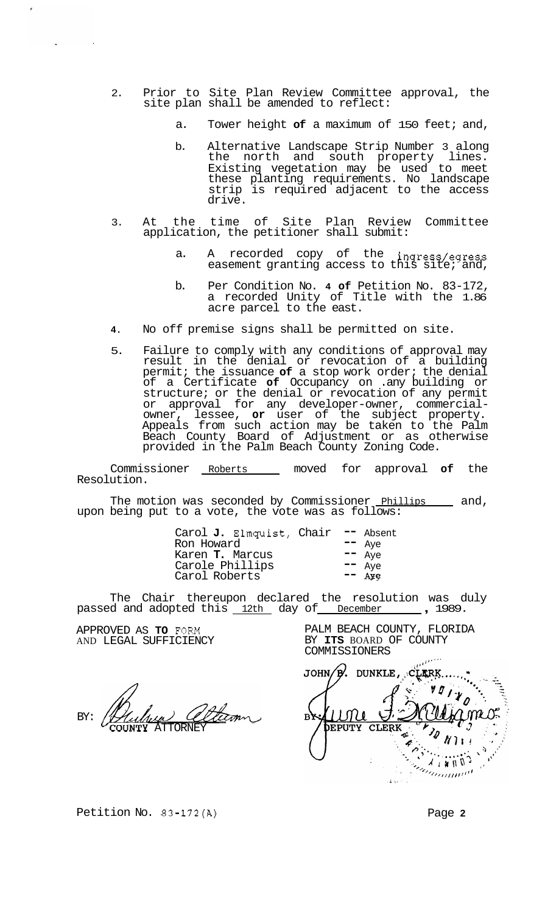2. Prior to Site Plan Review Committee approval, the site plan shall be amended to reflect:

   a. Tower height **of** a maximum of 150 feet; and,

   b. Alternative Landscape Strip Number 3 along the north and south property lines. Existing vegetation may be used to meet these planting requirements. No landscape strip is required adjacent to the access drive.

3. At the time of Site Plan Review Committee application, the petitioner shall submit:

   a. A recorded copy of the ingress/egress easement granting access to this site; and,

   b. Per Condition No. **4 of** Petition No. 83-172, a recorded Unity of Title with the 1.86 acre parcel to the east.

4. No off premise signs shall be permitted on site.

5. Failure to comply with any conditions of approval may result in the denial or revocation of a building permit; the issuance **of** a stop work order; the denial of a Certificate **of** Occupancy on .any building or structure; or the denial or revocation of any permit or approval for any developer-owner, commercial-owner, lessee, **or** user of the subject property. Appeals from such action may be taken to the Palm Beach County Board of Adjustment or as otherwise provided in the Palm Beach County Zoning Code.

Commissioner Roberts moved for approval **of** the Resolution.

The motion was seconded by Commissioner Phillips and, upon being put to a vote, the vote was as follows:

| | |
|---|---|
| Carol **J.** Elmquist, Chair | -- Absent |
| Ron Howard | -- Aye |
| Karen **T.** Marcus | -- Aye |
| Carole Phillips | -- Aye |
| Carol Roberts | -- Aye |

The Chair thereupon declared the resolution was duly passed and adopted this 12th day of December , 1989.

APPROVED AS **TO** FORM
AND LEGAL SUFFICIENCY

BY: COUNTY ATTORNEY

PALM BEACH COUNTY, FLORIDA
BY **ITS** BOARD OF COUNTY
COMMISSIONERS

JOHN B. DUNKLE, CLERK

BY: DEPUTY CLERK

Petition No. 83-172(A)